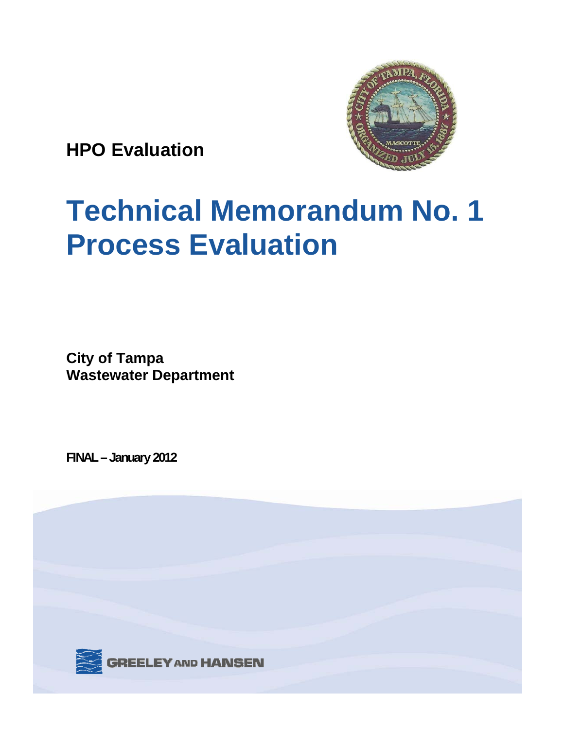**HPO Evaluation**

# Technical Memorandum No. 1 Process Evaluation

**City of Tampa**
**Wastewater Department**

**FINAL – January 2012**

GREELEY AND HANSEN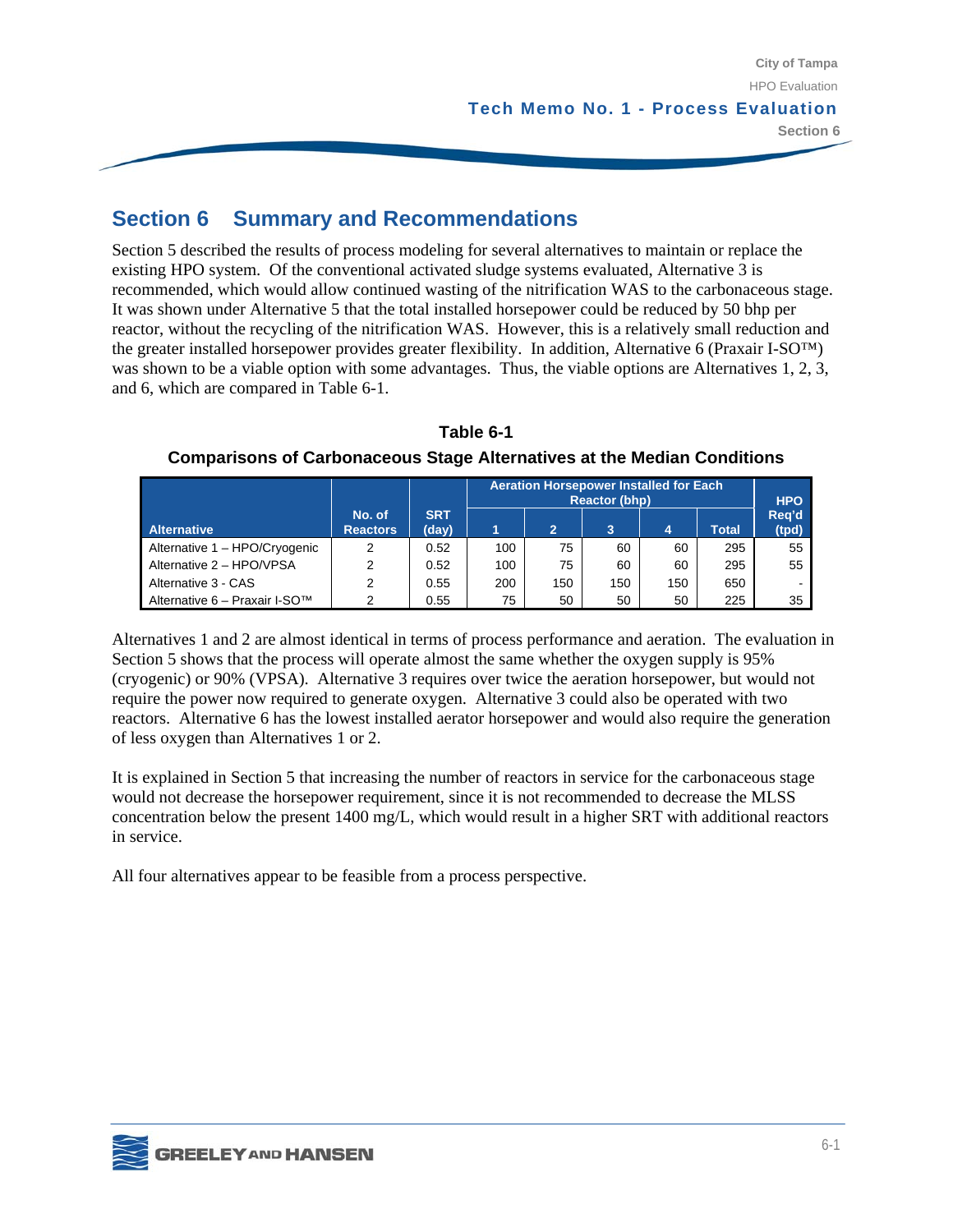# Section 6 Summary and Recommendations

Section 5 described the results of process modeling for several alternatives to maintain or replace the existing HPO system. Of the conventional activated sludge systems evaluated, Alternative 3 is recommended, which would allow continued wasting of the nitrification WAS to the carbonaceous stage. It was shown under Alternative 5 that the total installed horsepower could be reduced by 50 bhp per reactor, without the recycling of the nitrification WAS. However, this is a relatively small reduction and the greater installed horsepower provides greater flexibility. In addition, Alternative 6 (Praxair I-SO™) was shown to be a viable option with some advantages. Thus, the viable options are Alternatives 1, 2, 3, and 6, which are compared in Table 6-1.

**Table 6-1**
**Comparisons of Carbonaceous Stage Alternatives at the Median Conditions**

| Alternative | No. of Reactors | SRT (day) | Aeration Horsepower Installed for Each Reactor (bhp) | | | | | HPO Req'd (tpd) |
|---|---|---|---|---|---|---|---|---|
| | | | 1 | 2 | 3 | 4 | Total | |
| Alternative 1 – HPO/Cryogenic | 2 | 0.52 | 100 | 75 | 60 | 60 | 295 | 55 |
| Alternative 2 – HPO/VPSA | 2 | 0.52 | 100 | 75 | 60 | 60 | 295 | 55 |
| Alternative 3 - CAS | 2 | 0.55 | 200 | 150 | 150 | 150 | 650 | - |
| Alternative 6 – Praxair I-SO™ | 2 | 0.55 | 75 | 50 | 50 | 50 | 225 | 35 |

Alternatives 1 and 2 are almost identical in terms of process performance and aeration. The evaluation in Section 5 shows that the process will operate almost the same whether the oxygen supply is 95% (cryogenic) or 90% (VPSA). Alternative 3 requires over twice the aeration horsepower, but would not require the power now required to generate oxygen. Alternative 3 could also be operated with two reactors. Alternative 6 has the lowest installed aerator horsepower and would also require the generation of less oxygen than Alternatives 1 or 2.

It is explained in Section 5 that increasing the number of reactors in service for the carbonaceous stage would not decrease the horsepower requirement, since it is not recommended to decrease the MLSS concentration below the present 1400 mg/L, which would result in a higher SRT with additional reactors in service.

All four alternatives appear to be feasible from a process perspective.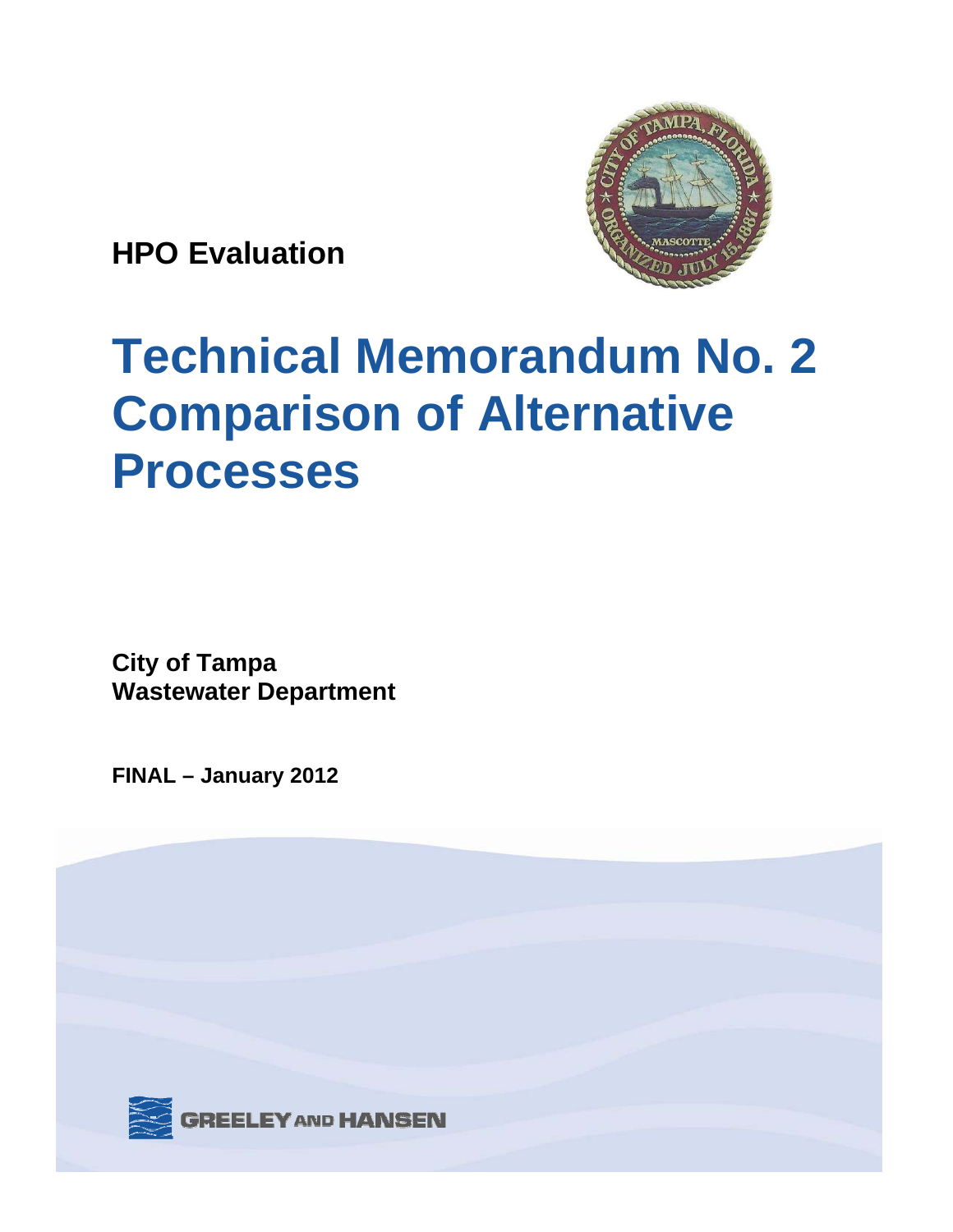**HPO Evaluation**

# Technical Memorandum No. 2 Comparison of Alternative Processes

**City of Tampa**
**Wastewater Department**

**FINAL – January 2012**

GREELEY AND HANSEN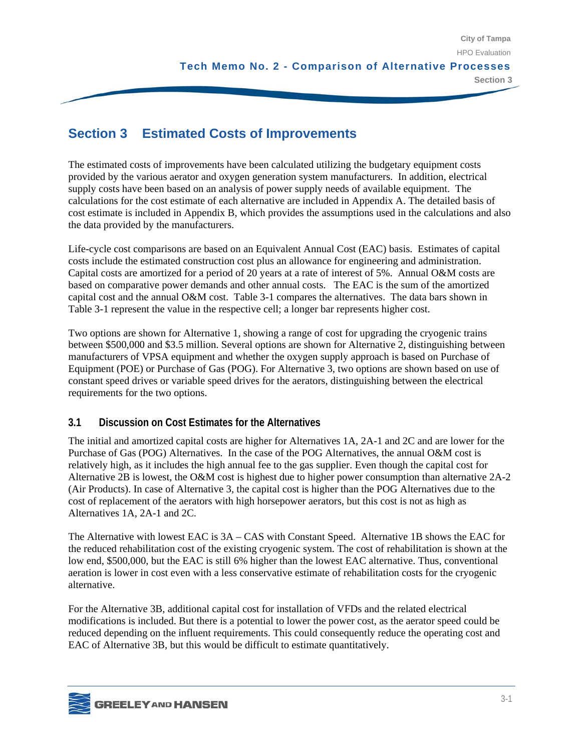# Section 3 Estimated Costs of Improvements

The estimated costs of improvements have been calculated utilizing the budgetary equipment costs provided by the various aerator and oxygen generation system manufacturers. In addition, electrical supply costs have been based on an analysis of power supply needs of available equipment. The calculations for the cost estimate of each alternative are included in Appendix A. The detailed basis of cost estimate is included in Appendix B, which provides the assumptions used in the calculations and also the data provided by the manufacturers.

Life-cycle cost comparisons are based on an Equivalent Annual Cost (EAC) basis. Estimates of capital costs include the estimated construction cost plus an allowance for engineering and administration. Capital costs are amortized for a period of 20 years at a rate of interest of 5%. Annual O&M costs are based on comparative power demands and other annual costs. The EAC is the sum of the amortized capital cost and the annual O&M cost. Table 3-1 compares the alternatives. The data bars shown in Table 3-1 represent the value in the respective cell; a longer bar represents higher cost.

Two options are shown for Alternative 1, showing a range of cost for upgrading the cryogenic trains between $500,000 and $3.5 million. Several options are shown for Alternative 2, distinguishing between manufacturers of VPSA equipment and whether the oxygen supply approach is based on Purchase of Equipment (POE) or Purchase of Gas (POG). For Alternative 3, two options are shown based on use of constant speed drives or variable speed drives for the aerators, distinguishing between the electrical requirements for the two options.

## 3.1 Discussion on Cost Estimates for the Alternatives

The initial and amortized capital costs are higher for Alternatives 1A, 2A-1 and 2C and are lower for the Purchase of Gas (POG) Alternatives. In the case of the POG Alternatives, the annual O&M cost is relatively high, as it includes the high annual fee to the gas supplier. Even though the capital cost for Alternative 2B is lowest, the O&M cost is highest due to higher power consumption than alternative 2A-2 (Air Products). In case of Alternative 3, the capital cost is higher than the POG Alternatives due to the cost of replacement of the aerators with high horsepower aerators, but this cost is not as high as Alternatives 1A, 2A-1 and 2C.

The Alternative with lowest EAC is 3A – CAS with Constant Speed. Alternative 1B shows the EAC for the reduced rehabilitation cost of the existing cryogenic system. The cost of rehabilitation is shown at the low end, $500,000, but the EAC is still 6% higher than the lowest EAC alternative. Thus, conventional aeration is lower in cost even with a less conservative estimate of rehabilitation costs for the cryogenic alternative.

For the Alternative 3B, additional capital cost for installation of VFDs and the related electrical modifications is included. But there is a potential to lower the power cost, as the aerator speed could be reduced depending on the influent requirements. This could consequently reduce the operating cost and EAC of Alternative 3B, but this would be difficult to estimate quantitatively.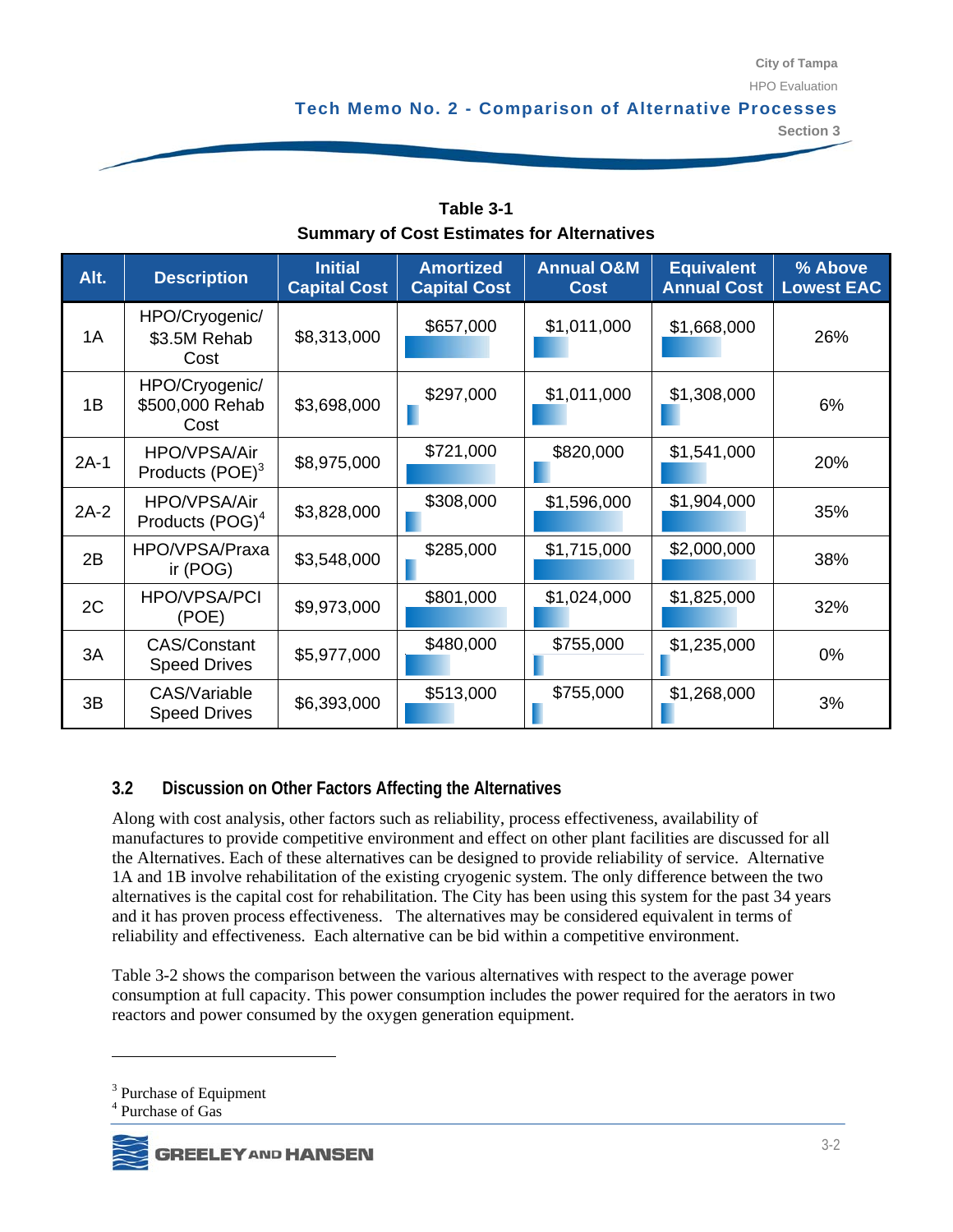**Table 3-1**
**Summary of Cost Estimates for Alternatives**

| Alt. | Description | Initial Capital Cost | Amortized Capital Cost | Annual O&M Cost | Equivalent Annual Cost | % Above Lowest EAC |
|---|---|---|---|---|---|---|
| 1A | HPO/Cryogenic/ $3.5M Rehab Cost | $8,313,000 | $657,000 | $1,011,000 | $1,668,000 | 26% |
| 1B | HPO/Cryogenic/ $500,000 Rehab Cost | $3,698,000 | $297,000 | $1,011,000 | $1,308,000 | 6% |
| 2A-1 | HPO/VPSA/Air Products (POE)[3] | $8,975,000 | $721,000 | $820,000 | $1,541,000 | 20% |
| 2A-2 | HPO/VPSA/Air Products (POG)[4] | $3,828,000 | $308,000 | $1,596,000 | $1,904,000 | 35% |
| 2B | HPO/VPSA/Praxair (POG) | $3,548,000 | $285,000 | $1,715,000 | $2,000,000 | 38% |
| 2C | HPO/VPSA/PCI (POE) | $9,973,000 | $801,000 | $1,024,000 | $1,825,000 | 32% |
| 3A | CAS/Constant Speed Drives | $5,977,000 | $480,000 | $755,000 | $1,235,000 | 0% |
| 3B | CAS/Variable Speed Drives | $6,393,000 | $513,000 | $755,000 | $1,268,000 | 3% |

### 3.2 Discussion on Other Factors Affecting the Alternatives

Along with cost analysis, other factors such as reliability, process effectiveness, availability of manufactures to provide competitive environment and effect on other plant facilities are discussed for all the Alternatives. Each of these alternatives can be designed to provide reliability of service. Alternative 1A and 1B involve rehabilitation of the existing cryogenic system. The only difference between the two alternatives is the capital cost for rehabilitation. The City has been using this system for the past 34 years and it has proven process effectiveness. The alternatives may be considered equivalent in terms of reliability and effectiveness. Each alternative can be bid within a competitive environment.

Table 3-2 shows the comparison between the various alternatives with respect to the average power consumption at full capacity. This power consumption includes the power required for the aerators in two reactors and power consumed by the oxygen generation equipment.

---

[3] Purchase of Equipment
[4] Purchase of Gas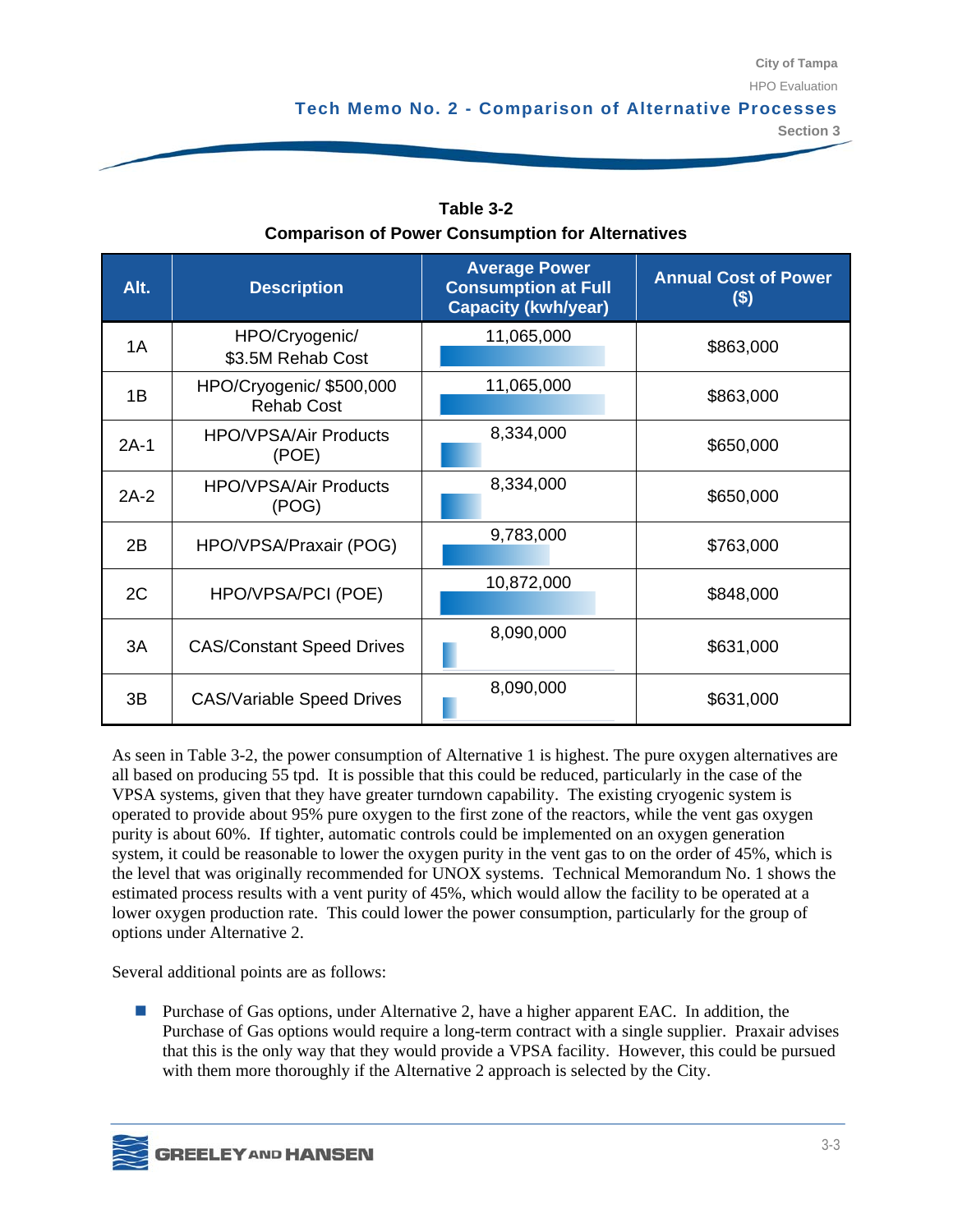**Table 3-2**
**Comparison of Power Consumption for Alternatives**

| Alt. | Description | Average Power Consumption at Full Capacity (kwh/year) | Annual Cost of Power ($) |
|---|---|---|---|
| 1A | HPO/Cryogenic/ $3.5M Rehab Cost | 11,065,000 | $863,000 |
| 1B | HPO/Cryogenic/ $500,000 Rehab Cost | 11,065,000 | $863,000 |
| 2A-1 | HPO/VPSA/Air Products (POE) | 8,334,000 | $650,000 |
| 2A-2 | HPO/VPSA/Air Products (POG) | 8,334,000 | $650,000 |
| 2B | HPO/VPSA/Praxair (POG) | 9,783,000 | $763,000 |
| 2C | HPO/VPSA/PCI (POE) | 10,872,000 | $848,000 |
| 3A | CAS/Constant Speed Drives | 8,090,000 | $631,000 |
| 3B | CAS/Variable Speed Drives | 8,090,000 | $631,000 |

As seen in Table 3-2, the power consumption of Alternative 1 is highest. The pure oxygen alternatives are all based on producing 55 tpd. It is possible that this could be reduced, particularly in the case of the VPSA systems, given that they have greater turndown capability. The existing cryogenic system is operated to provide about 95% pure oxygen to the first zone of the reactors, while the vent gas oxygen purity is about 60%. If tighter, automatic controls could be implemented on an oxygen generation system, it could be reasonable to lower the oxygen purity in the vent gas to on the order of 45%, which is the level that was originally recommended for UNOX systems. Technical Memorandum No. 1 shows the estimated process results with a vent purity of 45%, which would allow the facility to be operated at a lower oxygen production rate. This could lower the power consumption, particularly for the group of options under Alternative 2.

Several additional points are as follows:

- Purchase of Gas options, under Alternative 2, have a higher apparent EAC. In addition, the Purchase of Gas options would require a long-term contract with a single supplier. Praxair advises that this is the only way that they would provide a VPSA facility. However, this could be pursued with them more thoroughly if the Alternative 2 approach is selected by the City.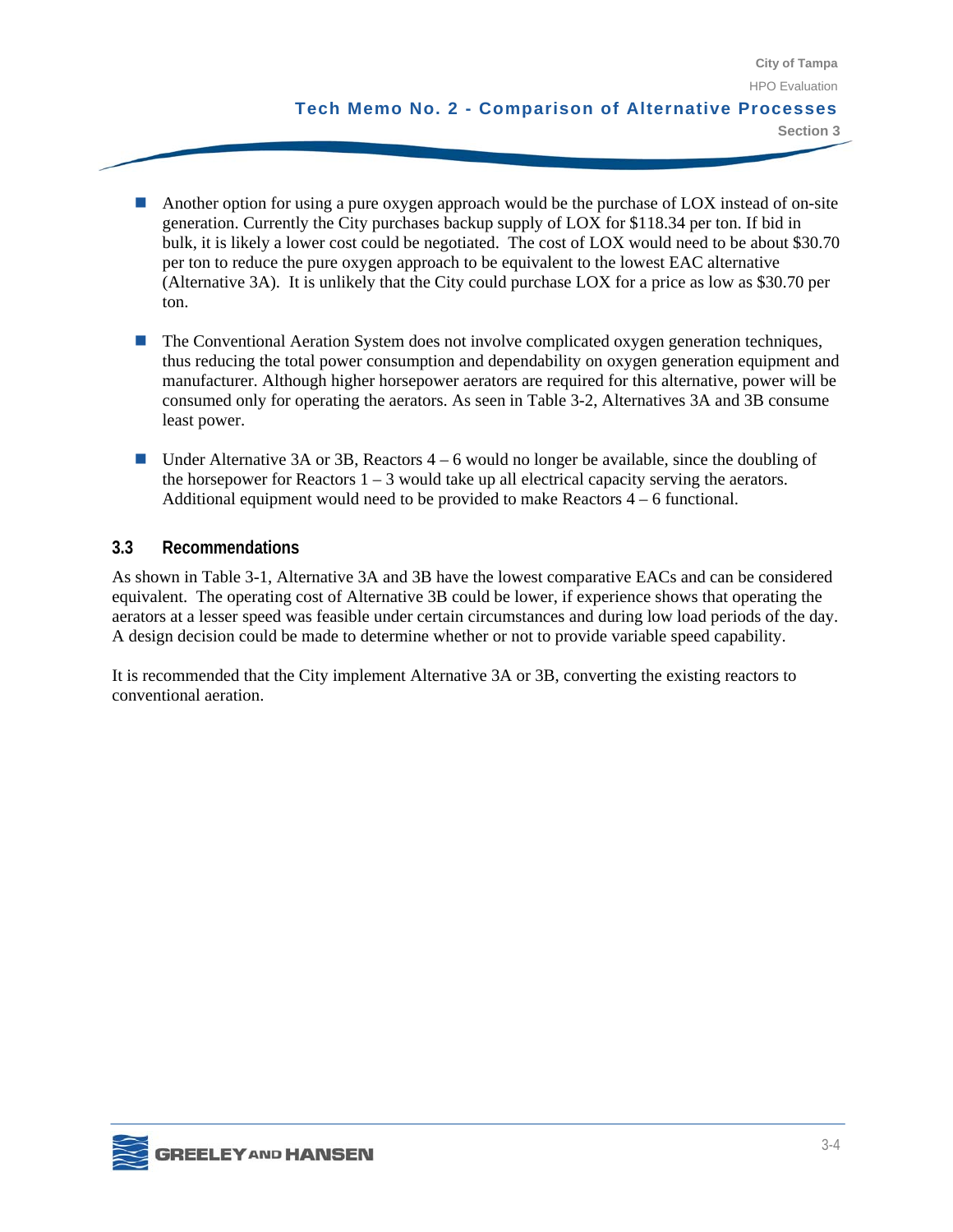- Another option for using a pure oxygen approach would be the purchase of LOX instead of on-site generation. Currently the City purchases backup supply of LOX for $118.34 per ton. If bid in bulk, it is likely a lower cost could be negotiated. The cost of LOX would need to be about $30.70 per ton to reduce the pure oxygen approach to be equivalent to the lowest EAC alternative (Alternative 3A). It is unlikely that the City could purchase LOX for a price as low as $30.70 per ton.

- The Conventional Aeration System does not involve complicated oxygen generation techniques, thus reducing the total power consumption and dependability on oxygen generation equipment and manufacturer. Although higher horsepower aerators are required for this alternative, power will be consumed only for operating the aerators. As seen in Table 3-2, Alternatives 3A and 3B consume least power.

- Under Alternative 3A or 3B, Reactors 4 – 6 would no longer be available, since the doubling of the horsepower for Reactors 1 – 3 would take up all electrical capacity serving the aerators. Additional equipment would need to be provided to make Reactors 4 – 6 functional.

## 3.3 Recommendations

As shown in Table 3-1, Alternative 3A and 3B have the lowest comparative EACs and can be considered equivalent. The operating cost of Alternative 3B could be lower, if experience shows that operating the aerators at a lesser speed was feasible under certain circumstances and during low load periods of the day. A design decision could be made to determine whether or not to provide variable speed capability.

It is recommended that the City implement Alternative 3A or 3B, converting the existing reactors to conventional aeration.